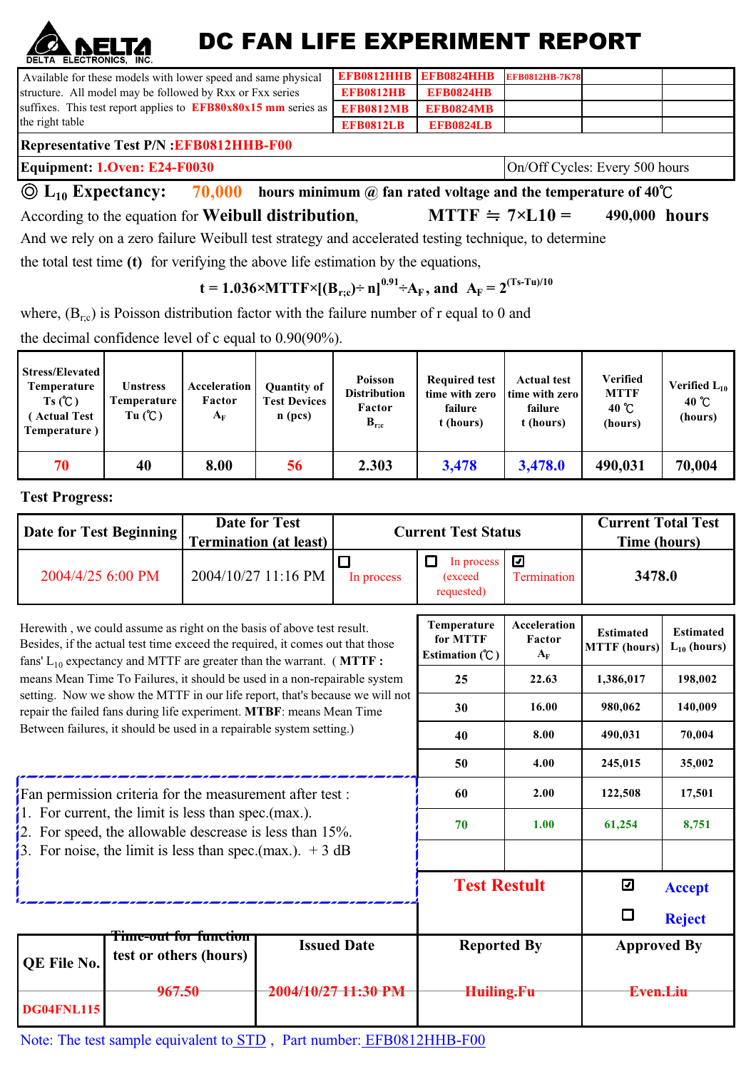# DELTA ELECTRONICS, INC.

# DC FAN LIFE EXPERIMENT REPORT

| Available for these models with lower speed and same physical structure. All model may be followed by Rxx or Fxx series suffixes. This test report applies to **EFB80x80x15 mm** series as the right table | EFB0812HHB | EFB0824HHB | EFB0812HB-7K78 | | |
|---|---|---|---|---|---|
| | EFB0812HB | EFB0824HB | | | |
| | EFB0812MB | EFB0824MB | | | |
| | EFB0812LB | EFB0824LB | | | |

**Representative Test P/N :EFB0812HHB-F00**

**Equipment: 1.Oven: E24-F0030** — On/Off Cycles: Every 500 hours

◎ **$L_{10}$ Expectancy: 70,000 hours minimum @ fan rated voltage and the temperature of 40℃**

According to the equation for **Weibull distribution**, **MTTF ≒ 7×L10 = 490,000 hours**

And we rely on a zero failure Weibull test strategy and accelerated testing technique, to determine the total test time **(t)** for verifying the above life estimation by the equations,

$$t = 1.036 \times MTTF \times [(B_{r;c}) \div n]^{0.91} \div A_F \text{, and } A_F = 2^{(Ts-Tu)/10}$$

where, $(B_{r;c})$ is Poisson distribution factor with the failure number of r equal to 0 and the decimal confidence level of c equal to 0.90(90%).

| Stress/Elevated Temperature Ts (℃) ( Actual Test Temperature ) | Unstress Temperature Tu (℃) | Acceleration Factor $A_F$ | Quantity of Test Devices n (pcs) | Poisson Distribution Factor $B_{r;c}$ | Required test time with zero failure t (hours) | Actual test time with zero failure t (hours) | Verified MTTF 40 ℃ (hours) | Verified $L_{10}$ 40 ℃ (hours) |
|---|---|---|---|---|---|---|---|---|
| 70 | 40 | 8.00 | 56 | 2.303 | 3,478 | 3,478.0 | 490,031 | 70,004 |

**Test Progress:**

| Date for Test Beginning | Date for Test Termination (at least) | Current Test Status | | | Current Total Test Time (hours) |
|---|---|---|---|---|---|
| 2004/4/25 6:00 PM | 2004/10/27 11:16 PM | ☐ In process | ☐ In process (exceed requested) | ☑ Termination | 3478.0 |

Herewith , we could assume as right on the basis of above test result. Besides, if the actual test time exceed the required, it comes out that those fans' $L_{10}$ expectancy and MTTF are greater than the warrant. ( **MTTF :** means Mean Time To Failures, it should be used in a non-repairable system setting. Now we show the MTTF in our life report, that's because we will not repair the failed fans during life experiment. **MTBF**: means Mean Time Between failures, it should be used in a repairable system setting.)

| Temperature for MTTF Estimation (℃) | Acceleration Factor $A_F$ | Estimated MTTF (hours) | Estimated $L_{10}$ (hours) |
|---|---|---|---|
| 25 | 22.63 | 1,386,017 | 198,002 |
| 30 | 16.00 | 980,062 | 140,009 |
| 40 | 8.00 | 490,031 | 70,004 |
| 50 | 4.00 | 245,015 | 35,002 |
| 60 | 2.00 | 122,508 | 17,501 |
| 70 | 1.00 | 61,254 | 8,751 |
| | | | |

Fan permission criteria for the measurement after test :
1. For current, the limit is less than spec.(max.).
2. For speed, the allowable descrease is less than 15%.
3. For noise, the limit is less than spec.(max.). + 3 dB

**Test Restult**: ☑ **Accept** ☐ **Reject**

| QE File No. | ~~Time-out for function~~ test or others (hours) | Issued Date | Reported By | Approved By |
|---|---|---|---|---|
| DG04FNL115 | ~~967.50~~ | ~~2004/10/27 11:30 PM~~ | ~~Huiling.Fu~~ | ~~Even.Liu~~ |

Note: The test sample equivalent to STD , Part number: EFB0812HHB-F00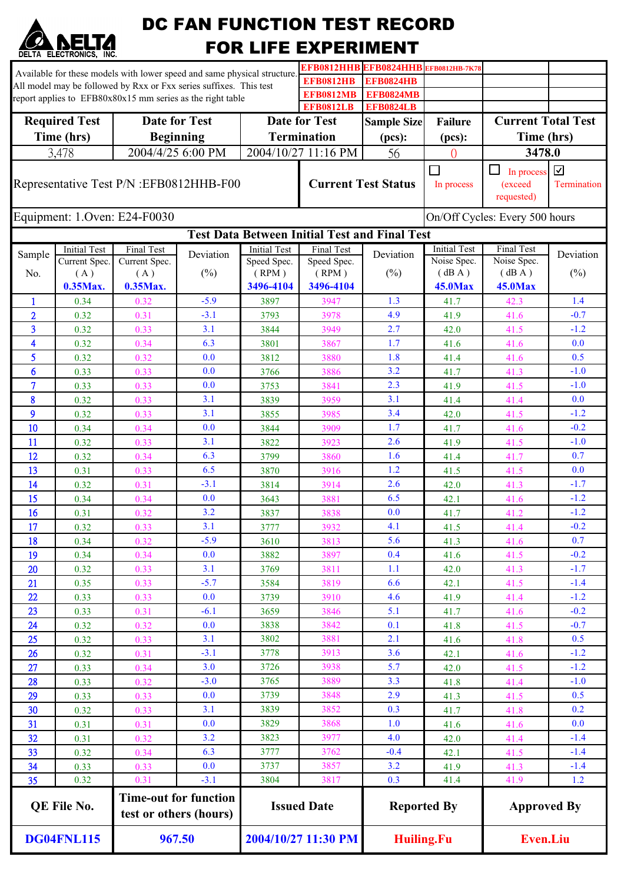# DC FAN FUNCTION TEST RECORD FOR LIFE EXPERIMENT

DELTA ELECTRONICS, INC.

Available for these models with lower speed and same physical structure. All model may be followed by Rxx or Fxx series suffixes. This test report applies to EFB80x80x15 mm series as the right table

| | | | | |
|---|---|---|---|---|
| EFB0812HHB | EFB0824HHB | EFB0812HB-7K78 | | |
| EFB0812HB | EFB0824HB | | | |
| EFB0812MB | EFB0824MB | | | |
| EFB0812LB | EFB0824LB | | | |

| Required Test Time (hrs) | Date for Test Beginning | Date for Test Termination | Sample Size (pcs): | Failure (pcs): | Current Total Test Time (hrs) |
|---|---|---|---|---|---|
| 3,478 | 2004/4/25 6:00 PM | 2004/10/27 11:16 PM | 56 | 0 | 3478.0 |

Representative Test P/N :EFB0812HHB-F00

Current Test Status: ☐ In process ☐ In process (exceed requested) ☑ Termination

Equipment: 1.Oven: E24-F0030

On/Off Cycles: Every 500 hours

## Test Data Between Initial Test and Final Test

| Sample No. | Initial Test Current Spec. ( A ) 0.35Max. | Final Test Current Spec. ( A ) 0.35Max. | Deviation (%) | Initial Test Speed Spec. ( RPM ) 3496-4104 | Final Test Speed Spec. ( RPM ) 3496-4104 | Deviation (%) | Initial Test Noise Spec. ( dB A ) 45.0Max | Final Test Noise Spec. ( dB A ) 45.0Max | Deviation (%) |
|---|---|---|---|---|---|---|---|---|---|
| 1 | 0.34 | 0.32 | -5.9 | 3897 | 3947 | 1.3 | 41.7 | 42.3 | 1.4 |
| 2 | 0.32 | 0.31 | -3.1 | 3793 | 3978 | 4.9 | 41.9 | 41.6 | -0.7 |
| 3 | 0.32 | 0.33 | 3.1 | 3844 | 3949 | 2.7 | 42.0 | 41.5 | -1.2 |
| 4 | 0.32 | 0.34 | 6.3 | 3801 | 3867 | 1.7 | 41.6 | 41.6 | 0.0 |
| 5 | 0.32 | 0.32 | 0.0 | 3812 | 3880 | 1.8 | 41.4 | 41.6 | 0.5 |
| 6 | 0.33 | 0.33 | 0.0 | 3766 | 3886 | 3.2 | 41.7 | 41.3 | -1.0 |
| 7 | 0.33 | 0.33 | 0.0 | 3753 | 3841 | 2.3 | 41.9 | 41.5 | -1.0 |
| 8 | 0.32 | 0.33 | 3.1 | 3839 | 3959 | 3.1 | 41.4 | 41.4 | 0.0 |
| 9 | 0.32 | 0.33 | 3.1 | 3855 | 3985 | 3.4 | 42.0 | 41.5 | -1.2 |
| 10 | 0.34 | 0.34 | 0.0 | 3844 | 3909 | 1.7 | 41.7 | 41.6 | -0.2 |
| 11 | 0.32 | 0.33 | 3.1 | 3822 | 3923 | 2.6 | 41.9 | 41.5 | -1.0 |
| 12 | 0.32 | 0.34 | 6.3 | 3799 | 3860 | 1.6 | 41.4 | 41.7 | 0.7 |
| 13 | 0.31 | 0.33 | 6.5 | 3870 | 3916 | 1.2 | 41.5 | 41.5 | 0.0 |
| 14 | 0.32 | 0.31 | -3.1 | 3814 | 3914 | 2.6 | 42.0 | 41.3 | -1.7 |
| 15 | 0.34 | 0.34 | 0.0 | 3643 | 3881 | 6.5 | 42.1 | 41.6 | -1.2 |
| 16 | 0.31 | 0.32 | 3.2 | 3837 | 3838 | 0.0 | 41.7 | 41.2 | -1.2 |
| 17 | 0.32 | 0.33 | 3.1 | 3777 | 3932 | 4.1 | 41.5 | 41.4 | -0.2 |
| 18 | 0.34 | 0.32 | -5.9 | 3610 | 3813 | 5.6 | 41.3 | 41.6 | 0.7 |
| 19 | 0.34 | 0.34 | 0.0 | 3882 | 3897 | 0.4 | 41.6 | 41.5 | -0.2 |
| 20 | 0.32 | 0.33 | 3.1 | 3769 | 3811 | 1.1 | 42.0 | 41.3 | -1.7 |
| 21 | 0.35 | 0.33 | -5.7 | 3584 | 3819 | 6.6 | 42.1 | 41.5 | -1.4 |
| 22 | 0.33 | 0.33 | 0.0 | 3739 | 3910 | 4.6 | 41.9 | 41.4 | -1.2 |
| 23 | 0.33 | 0.31 | -6.1 | 3659 | 3846 | 5.1 | 41.7 | 41.6 | -0.2 |
| 24 | 0.32 | 0.32 | 0.0 | 3838 | 3842 | 0.1 | 41.8 | 41.5 | -0.7 |
| 25 | 0.32 | 0.33 | 3.1 | 3802 | 3881 | 2.1 | 41.6 | 41.8 | 0.5 |
| 26 | 0.32 | 0.31 | -3.1 | 3778 | 3913 | 3.6 | 42.1 | 41.6 | -1.2 |
| 27 | 0.33 | 0.34 | 3.0 | 3726 | 3938 | 5.7 | 42.0 | 41.5 | -1.2 |
| 28 | 0.33 | 0.32 | -3.0 | 3765 | 3889 | 3.3 | 41.8 | 41.4 | -1.0 |
| 29 | 0.33 | 0.33 | 0.0 | 3739 | 3848 | 2.9 | 41.3 | 41.5 | 0.5 |
| 30 | 0.32 | 0.33 | 3.1 | 3839 | 3852 | 0.3 | 41.7 | 41.8 | 0.2 |
| 31 | 0.31 | 0.31 | 0.0 | 3829 | 3868 | 1.0 | 41.6 | 41.6 | 0.0 |
| 32 | 0.31 | 0.32 | 3.2 | 3823 | 3977 | 4.0 | 42.0 | 41.4 | -1.4 |
| 33 | 0.32 | 0.34 | 6.3 | 3777 | 3762 | -0.4 | 42.1 | 41.5 | -1.4 |
| 34 | 0.33 | 0.33 | 0.0 | 3737 | 3857 | 3.2 | 41.9 | 41.3 | -1.4 |
| 35 | 0.32 | 0.31 | -3.1 | 3804 | 3817 | 0.3 | 41.4 | 41.9 | 1.2 |

| QE File No. | Time-out for function test or others (hours) | Issued Date | Reported By | Approved By |
|---|---|---|---|---|
| DG04FNL115 | 967.50 | 2004/10/27 11:30 PM | Huiling.Fu | Even.Liu |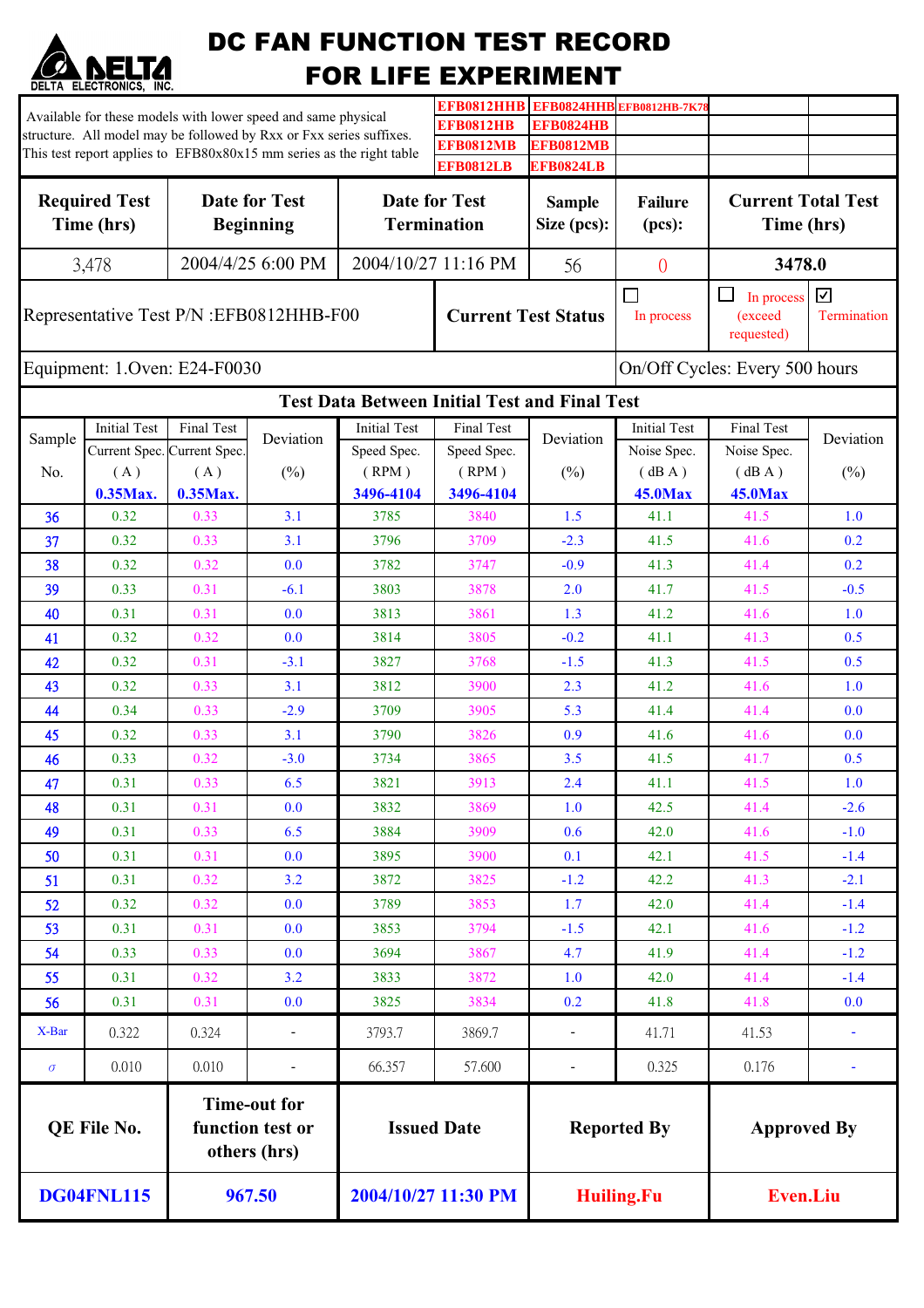DELTA ELECTRONICS, INC.

# DC FAN FUNCTION TEST RECORD FOR LIFE EXPERIMENT

Available for these models with lower speed and same physical structure. All model may be followed by Rxx or Fxx series suffixes. This test report applies to EFB80x80x15 mm series as the right table

| | | | | |
|---|---|---|---|---|
| EFB0812HHB | EFB0824HHB | EFB0812HB-7K78 | | |
| EFB0812HB | EFB0824HB | | | |
| EFB0812MB | EFB0812MB | | | |
| EFB0812LB | EFB0824LB | | | |

| Required Test Time (hrs) | Date for Test Beginning | Date for Test Termination | Sample Size (pcs): | Failure (pcs): | Current Total Test Time (hrs) |
|---|---|---|---|---|---|
| 3,478 | 2004/4/25 6:00 PM | 2004/10/27 11:16 PM | 56 | 0 | 3478.0 |

Representative Test P/N :EFB0812HHB-F00

**Current Test Status**: ☐ In process | ☐ In process (exceed requested) | ☑ Termination

Equipment: 1.Oven: E24-F0030

On/Off Cycles: Every 500 hours

**Test Data Between Initial Test and Final Test**

| Sample No. | Initial Test Current Spec. (A) 0.35Max. | Final Test Current Spec. (A) 0.35Max. | Deviation (%) | Initial Test Speed Spec. (RPM) 3496-4104 | Final Test Speed Spec. (RPM) 3496-4104 | Deviation (%) | Initial Test Noise Spec. (dB A) 45.0Max | Final Test Noise Spec. (dB A) 45.0Max | Deviation (%) |
|---|---|---|---|---|---|---|---|---|---|
| 36 | 0.32 | 0.33 | 3.1 | 3785 | 3840 | 1.5 | 41.1 | 41.5 | 1.0 |
| 37 | 0.32 | 0.33 | 3.1 | 3796 | 3709 | -2.3 | 41.5 | 41.6 | 0.2 |
| 38 | 0.32 | 0.32 | 0.0 | 3782 | 3747 | -0.9 | 41.3 | 41.4 | 0.2 |
| 39 | 0.33 | 0.31 | -6.1 | 3803 | 3878 | 2.0 | 41.7 | 41.5 | -0.5 |
| 40 | 0.31 | 0.31 | 0.0 | 3813 | 3861 | 1.3 | 41.2 | 41.6 | 1.0 |
| 41 | 0.32 | 0.32 | 0.0 | 3814 | 3805 | -0.2 | 41.1 | 41.3 | 0.5 |
| 42 | 0.32 | 0.31 | -3.1 | 3827 | 3768 | -1.5 | 41.3 | 41.5 | 0.5 |
| 43 | 0.32 | 0.33 | 3.1 | 3812 | 3900 | 2.3 | 41.2 | 41.6 | 1.0 |
| 44 | 0.34 | 0.33 | -2.9 | 3709 | 3905 | 5.3 | 41.4 | 41.4 | 0.0 |
| 45 | 0.32 | 0.33 | 3.1 | 3790 | 3826 | 0.9 | 41.6 | 41.6 | 0.0 |
| 46 | 0.33 | 0.32 | -3.0 | 3734 | 3865 | 3.5 | 41.5 | 41.7 | 0.5 |
| 47 | 0.31 | 0.33 | 6.5 | 3821 | 3913 | 2.4 | 41.1 | 41.5 | 1.0 |
| 48 | 0.31 | 0.31 | 0.0 | 3832 | 3869 | 1.0 | 42.5 | 41.4 | -2.6 |
| 49 | 0.31 | 0.33 | 6.5 | 3884 | 3909 | 0.6 | 42.0 | 41.6 | -1.0 |
| 50 | 0.31 | 0.31 | 0.0 | 3895 | 3900 | 0.1 | 42.1 | 41.5 | -1.4 |
| 51 | 0.31 | 0.32 | 3.2 | 3872 | 3825 | -1.2 | 42.2 | 41.3 | -2.1 |
| 52 | 0.32 | 0.32 | 0.0 | 3789 | 3853 | 1.7 | 42.0 | 41.4 | -1.4 |
| 53 | 0.31 | 0.31 | 0.0 | 3853 | 3794 | -1.5 | 42.1 | 41.6 | -1.2 |
| 54 | 0.33 | 0.33 | 0.0 | 3694 | 3867 | 4.7 | 41.9 | 41.4 | -1.2 |
| 55 | 0.31 | 0.32 | 3.2 | 3833 | 3872 | 1.0 | 42.0 | 41.4 | -1.4 |
| 56 | 0.31 | 0.31 | 0.0 | 3825 | 3834 | 0.2 | 41.8 | 41.8 | 0.0 |
| X-Bar | 0.322 | 0.324 | - | 3793.7 | 3869.7 | - | 41.71 | 41.53 | - |
| $\sigma$ | 0.010 | 0.010 | - | 66.357 | 57.600 | - | 0.325 | 0.176 | - |

| QE File No. | Time-out for function test or others (hrs) | Issued Date | Reported By | Approved By |
|---|---|---|---|---|
| DG04FNL115 | 967.50 | 2004/10/27 11:30 PM | Huiling.Fu | Even.Liu |